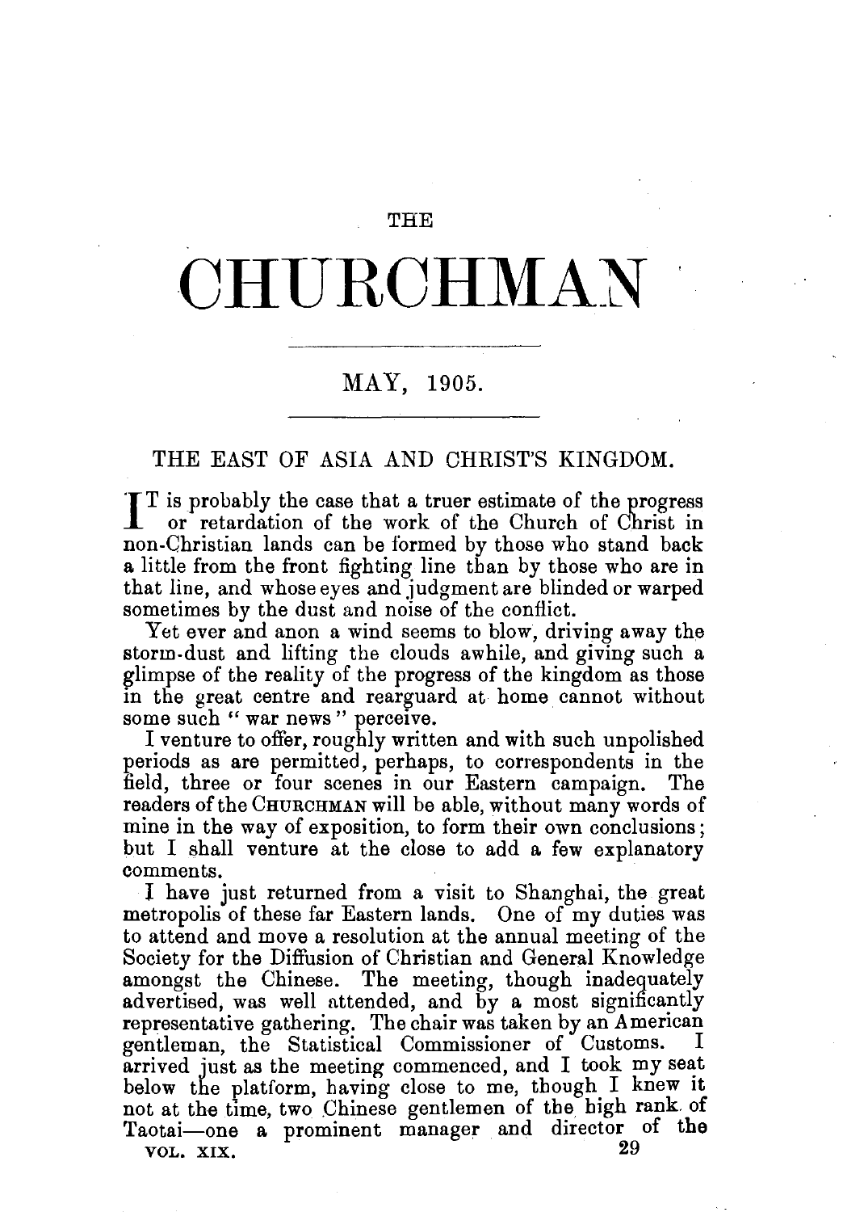THE

# CHURCHMAN

MAY, 1905.

## THE EAST OF ASIA AND CHRIST'S KINGDOM.

IT is probably the case that a truer estimate of the progress or retardation of the work of the Church of Christ in non-Christian lands can be formed by those who stand back a little from the front fighting line than by those who are in that line, and whose eyes and judgment are blinded or warped sometimes by the dust and noise of the conflict.

Yet ever and anon a wind seems to blow, driving away the storm-dust and lifting the clouds awhile, and giving such a glimpse of the reality of the progress of the kingdom as those in the great centre and rearguard at home cannot without some such "war news" perceive.

I venture to offer, roughly written and with such unpolished periods as are permitted, perhaps, to correspondents in the field, three or four scenes in our Eastern campaign. The readers of the CHURCHMAN will be able, without many words of mine in the way of exposition, to form their own conclusions; but I shall venture at the close to add a few explanatory comments.

I have just returned from a visit to Shanghai, the great metropolis of these far Eastern lands. One of my duties was to attend and move a resolution at the annual meeting of the Society for the Diffusion of Christian and General Knowledge amongst the Chinese. The meeting, though inadequately advertised, was well attended, and by a most significantly representative gathering. The chair was taken by an American gentleman, the Statistical Commissioner of Customs. I arrived just as the meeting commenced, and I took my seat below the platform, having close to me, though I knew it not at the time, two Chinese gentlemen of the high rank of Taotai—one a prominent manager and director of the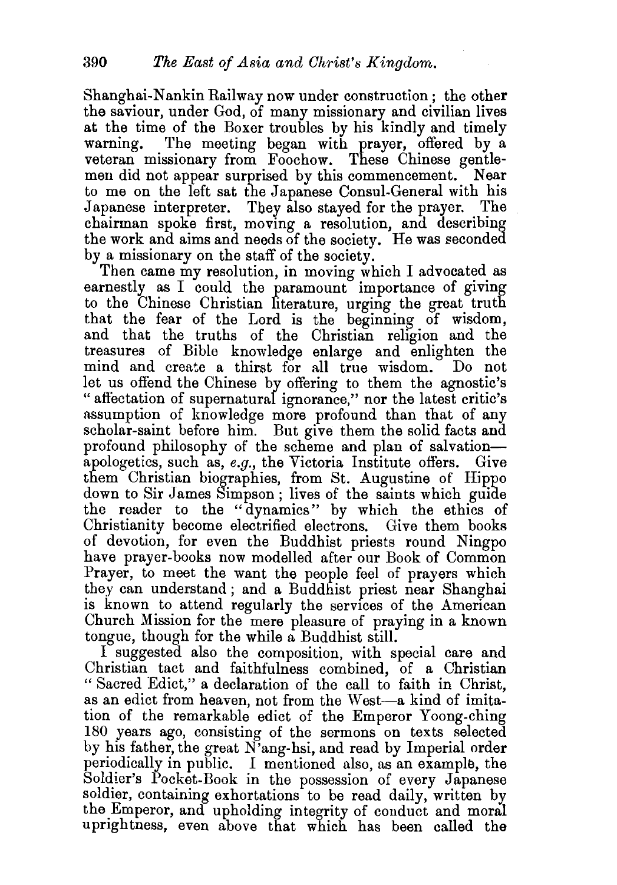Shanghai-Nankin Railway now under construction; the other the saviour, under God, of many missionary and civilian lives at the time of the Boxer troubles by his kindly and timely warning. The meeting began with prayer, offered by a veteran missionary from Foochow. These Chinese gentlemen did not appear surprised by this commencement. Near to me on the left sat the Japanese Consul-General with his Japanese interpreter. They also stayed for the prayer. The chairman spoke first, moving a resolution, and describing the work and aims and needs of the society. He was seconded by a missionary on the staff of the society.

Then came my resolution, in moving which I advocated as earnestly as I could the paramount importance of giving to the Chinese Christian literature, urging the great truth that the fear of the Lord is the beginning of wisdom, and that the truths of the Christian religion and the treasures of Bible knowledge enlarge and enlighten the mind and create a thirst for all true wisdom. Do not let us offend the Chinese by offering to them the agnostic's "affectation of supernatural ignorance," nor the latest critic's assumption of knowledge more profound than that of any scholar-saint before him. But give them the solid facts and profound philosophy of the scheme and plan of salvation—apologetics, such as, *e.g.*, the Victoria Institute offers. Give them Christian biographies, from St. Augustine of Hippo down to Sir James Simpson; lives of the saints which guide the reader to the "dynamics" by which the ethics of Christianity become electrified electrons. Give them books of devotion, for even the Buddhist priests round Ningpo have prayer-books now modelled after our Book of Common Prayer, to meet the want the people feel of prayers which they can understand; and a Buddhist priest near Shanghai is known to attend regularly the services of the American Church Mission for the mere pleasure of praying in a known tongue, though for the while a Buddhist still.

I suggested also the composition, with special care and Christian tact and faithfulness combined, of a Christian "Sacred Edict," a declaration of the call to faith in Christ, as an edict from heaven, not from the West—a kind of imitation of the remarkable edict of the Emperor Yoong-ching 180 years ago, consisting of the sermons on texts selected by his father, the great N'ang-hsi, and read by Imperial order periodically in public. I mentioned also, as an example, the Soldier's Pocket-Book in the possession of every Japanese soldier, containing exhortations to be read daily, written by the Emperor, and upholding integrity of conduct and moral uprightness, even above that which has been called the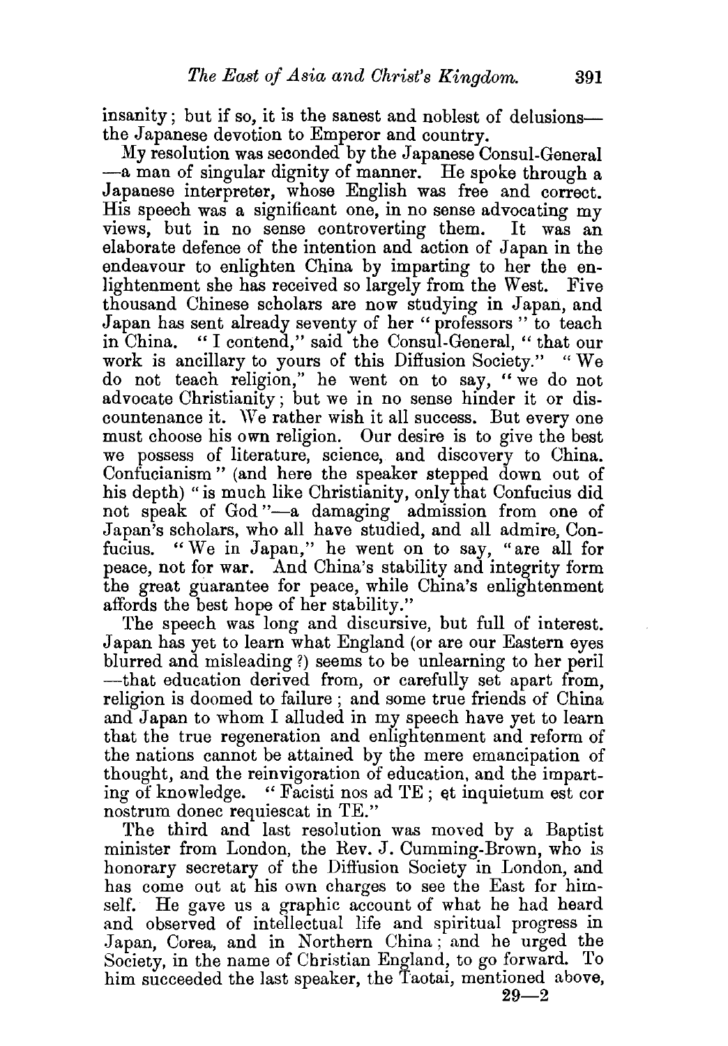insanity; but if so, it is the sanest and noblest of delusions—the Japanese devotion to Emperor and country.

My resolution was seconded by the Japanese Consul-General—a man of singular dignity of manner. He spoke through a Japanese interpreter, whose English was free and correct. His speech was a significant one, in no sense advocating my views, but in no sense controverting them. It was an elaborate defence of the intention and action of Japan in the endeavour to enlighten China by imparting to her the enlightenment she has received so largely from the West. Five thousand Chinese scholars are now studying in Japan, and Japan has sent already seventy of her "professors" to teach in China. "I contend," said the Consul-General, "that our work is ancillary to yours of this Diffusion Society." "We do not teach religion," he went on to say, "we do not advocate Christianity; but we in no sense hinder it or discountenance it. We rather wish it all success. But every one must choose his own religion. Our desire is to give the best we possess of literature, science, and discovery to China. Confucianism" (and here the speaker stepped down out of his depth) "is much like Christianity, only that Confucius did not speak of God"—a damaging admission from one of Japan's scholars, who all have studied, and all admire, Confucius. "We in Japan," he went on to say, "are all for peace, not for war. And China's stability and integrity form the great guarantee for peace, while China's enlightenment affords the best hope of her stability."

The speech was long and discursive, but full of interest. Japan has yet to learn what England (or are our Eastern eyes blurred and misleading?) seems to be unlearning to her peril—that education derived from, or carefully set apart from, religion is doomed to failure; and some true friends of China and Japan to whom I alluded in my speech have yet to learn that the true regeneration and enlightenment and reform of the nations cannot be attained by the mere emancipation of thought, and the reinvigoration of education, and the imparting of knowledge. "Facisti nos ad TE; et inquietum est cor nostrum donec requiescat in TE."

The third and last resolution was moved by a Baptist minister from London, the Rev. J. Cumming-Brown, who is honorary secretary of the Diffusion Society in London, and has come out at his own charges to see the East for himself. He gave us a graphic account of what he had heard and observed of intellectual life and spiritual progress in Japan, Corea, and in Northern China; and he urged the Society, in the name of Christian England, to go forward. To him succeeded the last speaker, the Taotai, mentioned above,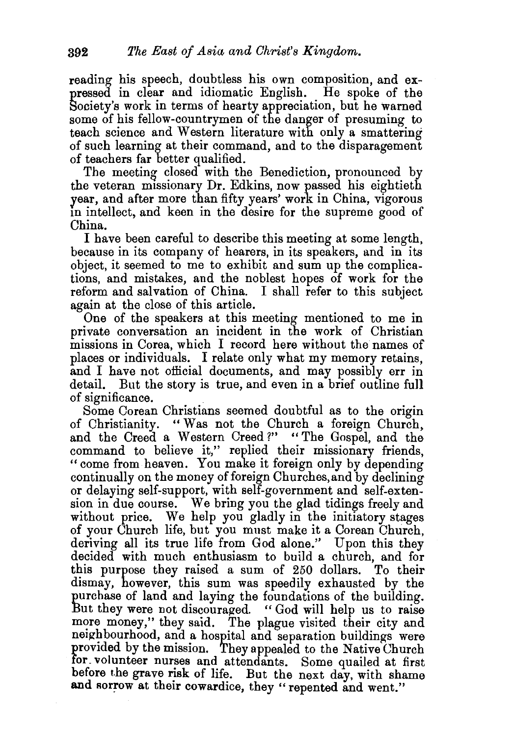reading his speech, doubtless his own composition, and expressed in clear and idiomatic English. He spoke of the Society's work in terms of hearty appreciation, but he warned some of his fellow-countrymen of the danger of presuming to teach science and Western literature with only a smattering of such learning at their command, and to the disparagement of teachers far better qualified.

The meeting closed with the Benediction, pronounced by the veteran missionary Dr. Edkins, now passed his eightieth year, and after more than fifty years' work in China, vigorous in intellect, and keen in the desire for the supreme good of China.

I have been careful to describe this meeting at some length, because in its company of hearers, in its speakers, and in its object, it seemed to me to exhibit and sum up the complications, and mistakes, and the noblest hopes of work for the reform and salvation of China. I shall refer to this subject again at the close of this article.

One of the speakers at this meeting mentioned to me in private conversation an incident in the work of Christian missions in Corea, which I record here without the names of places or individuals. I relate only what my memory retains, and I have not official documents, and may possibly err in detail. But the story is true, and even in a brief outline full of significance.

Some Corean Christians seemed doubtful as to the origin of Christianity. "Was not the Church a foreign Church, and the Creed a Western Creed?" "The Gospel, and the command to believe it," replied their missionary friends, "come from heaven. You make it foreign only by depending continually on the money of foreign Churches, and by declining or delaying self-support, with self-government and self-extension in due course. We bring you the glad tidings freely and without price. We help you gladly in the initiatory stages of your Church life, but you must make it a Corean Church, deriving all its true life from God alone." Upon this they decided with much enthusiasm to build a church, and for this purpose they raised a sum of 250 dollars. To their dismay, however, this sum was speedily exhausted by the purchase of land and laying the foundations of the building. But they were not discouraged. "God will help us to raise more money," they said. The plague visited their city and neighbourhood, and a hospital and separation buildings were provided by the mission. They appealed to the Native Church for volunteer nurses and attendants. Some quailed at first before the grave risk of life. But the next day, with shame and sorrow at their cowardice, they "repented and went."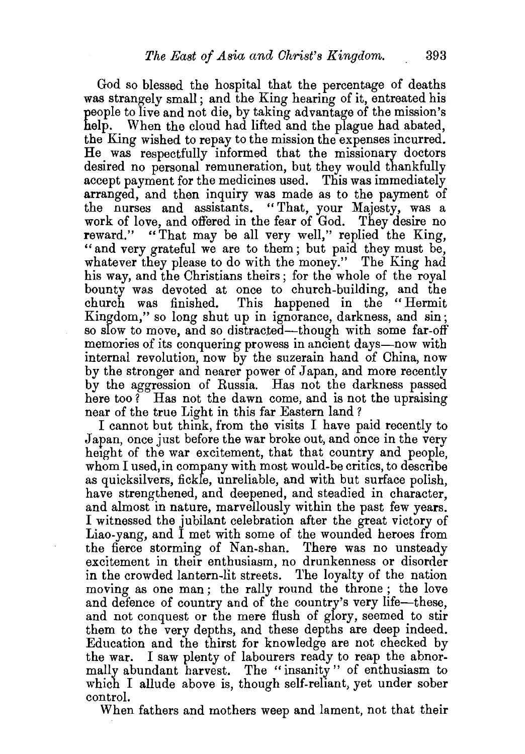God so blessed the hospital that the percentage of deaths was strangely small; and the King hearing of it, entreated his people to live and not die, by taking advantage of the mission's help. When the cloud had lifted and the plague had abated, the King wished to repay to the mission the expenses incurred. He was respectfully informed that the missionary doctors desired no personal remuneration, but they would thankfully accept payment for the medicines used. This was immediately arranged, and then inquiry was made as to the payment of the nurses and assistants. "That, your Majesty, was a work of love, and offered in the fear of God. They desire no reward." "That may be all very well," replied the King, "and very grateful we are to them; but paid they must be, whatever they please to do with the money." The King had his way, and the Christians theirs; for the whole of the royal bounty was devoted at once to church-building, and the church was finished. This happened in the "Hermit Kingdom," so long shut up in ignorance, darkness, and sin; so slow to move, and so distracted—though with some far-off memories of its conquering prowess in ancient days—now with internal revolution, now by the suzerain hand of China, now by the stronger and nearer power of Japan, and more recently by the aggression of Russia. Has not the darkness passed here too? Has not the dawn come, and is not the upraising near of the true Light in this far Eastern land?

I cannot but think, from the visits I have paid recently to Japan, once just before the war broke out, and once in the very height of the war excitement, that that country and people, whom I used, in company with most would-be critics, to describe as quicksilvers, fickle, unreliable, and with but surface polish, have strengthened, and deepened, and steadied in character, and almost in nature, marvellously within the past few years. I witnessed the jubilant celebration after the great victory of Liao-yang, and I met with some of the wounded heroes from the fierce storming of Nan-shan. There was no unsteady excitement in their enthusiasm, no drunkenness or disorder in the crowded lantern-lit streets. The loyalty of the nation moving as one man; the rally round the throne; the love and defence of country and of the country's very life—these, and not conquest or the mere flush of glory, seemed to stir them to the very depths, and these depths are deep indeed. Education and the thirst for knowledge are not checked by the war. I saw plenty of labourers ready to reap the abnormally abundant harvest. The "insanity" of enthusiasm to which I allude above is, though self-reliant, yet under sober control.

When fathers and mothers weep and lament, not that their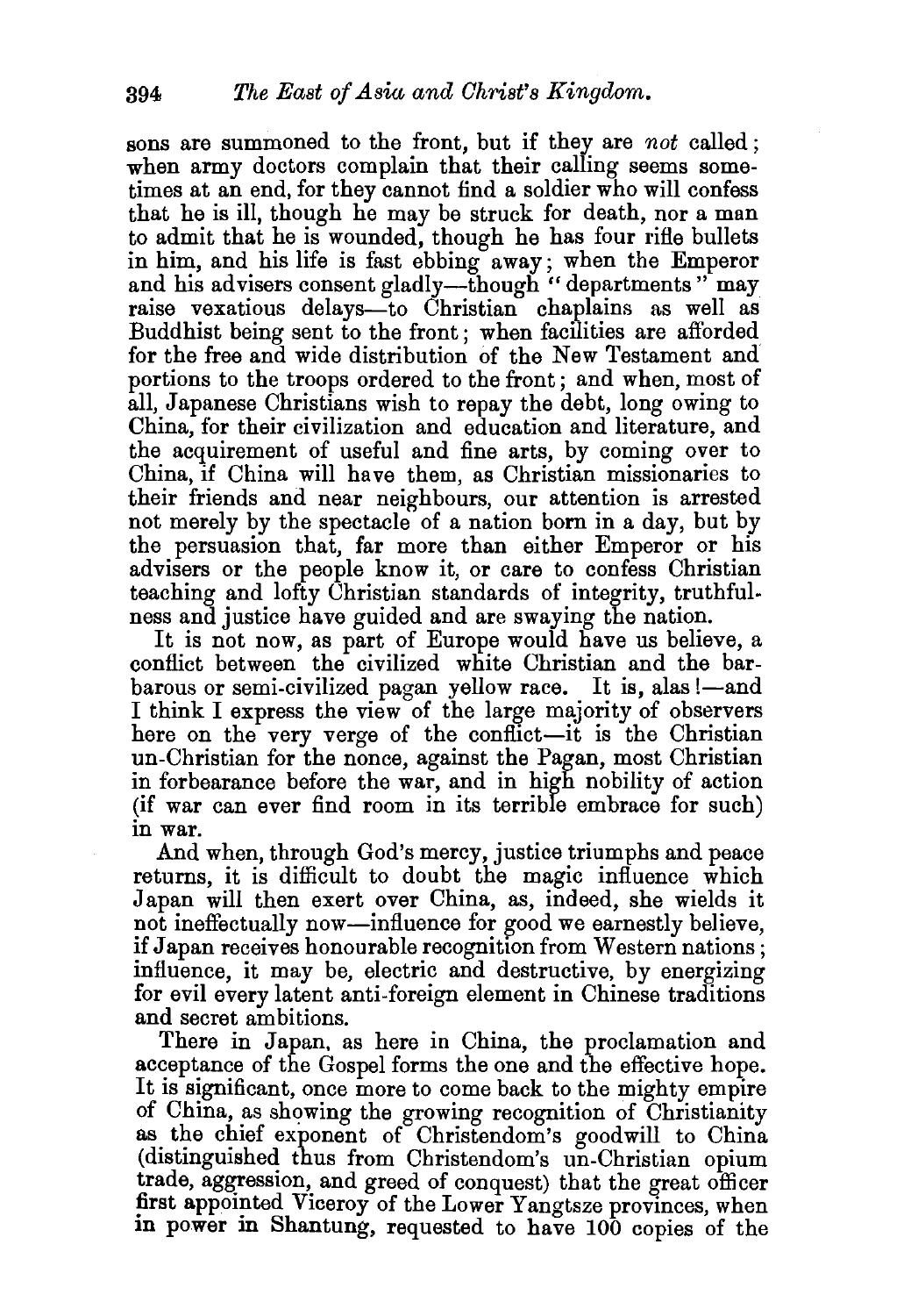sons are summoned to the front, but if they are *not* called; when army doctors complain that their calling seems sometimes at an end, for they cannot find a soldier who will confess that he is ill, though he may be struck for death, nor a man to admit that he is wounded, though he has four rifle bullets in him, and his life is fast ebbing away; when the Emperor and his advisers consent gladly—though "departments" may raise vexatious delays—to Christian chaplains as well as Buddhist being sent to the front; when facilities are afforded for the free and wide distribution of the New Testament and portions to the troops ordered to the front; and when, most of all, Japanese Christians wish to repay the debt, long owing to China, for their civilization and education and literature, and the acquirement of useful and fine arts, by coming over to China, if China will have them, as Christian missionaries to their friends and near neighbours, our attention is arrested not merely by the spectacle of a nation born in a day, but by the persuasion that, far more than either Emperor or his advisers or the people know it, or care to confess Christian teaching and lofty Christian standards of integrity, truthfulness and justice have guided and are swaying the nation.

It is not now, as part of Europe would have us believe, a conflict between the civilized white Christian and the barbarous or semi-civilized pagan yellow race. It is, alas!—and I think I express the view of the large majority of observers here on the very verge of the conflict—it is the Christian un-Christian for the nonce, against the Pagan, most Christian in forbearance before the war, and in high nobility of action (if war can ever find room in its terrible embrace for such) in war.

And when, through God's mercy, justice triumphs and peace returns, it is difficult to doubt the magic influence which Japan will then exert over China, as, indeed, she wields it not ineffectually now—influence for good we earnestly believe, if Japan receives honourable recognition from Western nations; influence, it may be, electric and destructive, by energizing for evil every latent anti-foreign element in Chinese traditions and secret ambitions.

There in Japan, as here in China, the proclamation and acceptance of the Gospel forms the one and the effective hope. It is significant, once more to come back to the mighty empire of China, as showing the growing recognition of Christianity as the chief exponent of Christendom's goodwill to China (distinguished thus from Christendom's un-Christian opium trade, aggression, and greed of conquest) that the great officer first appointed Viceroy of the Lower Yangtsze provinces, when in power in Shantung, requested to have 100 copies of the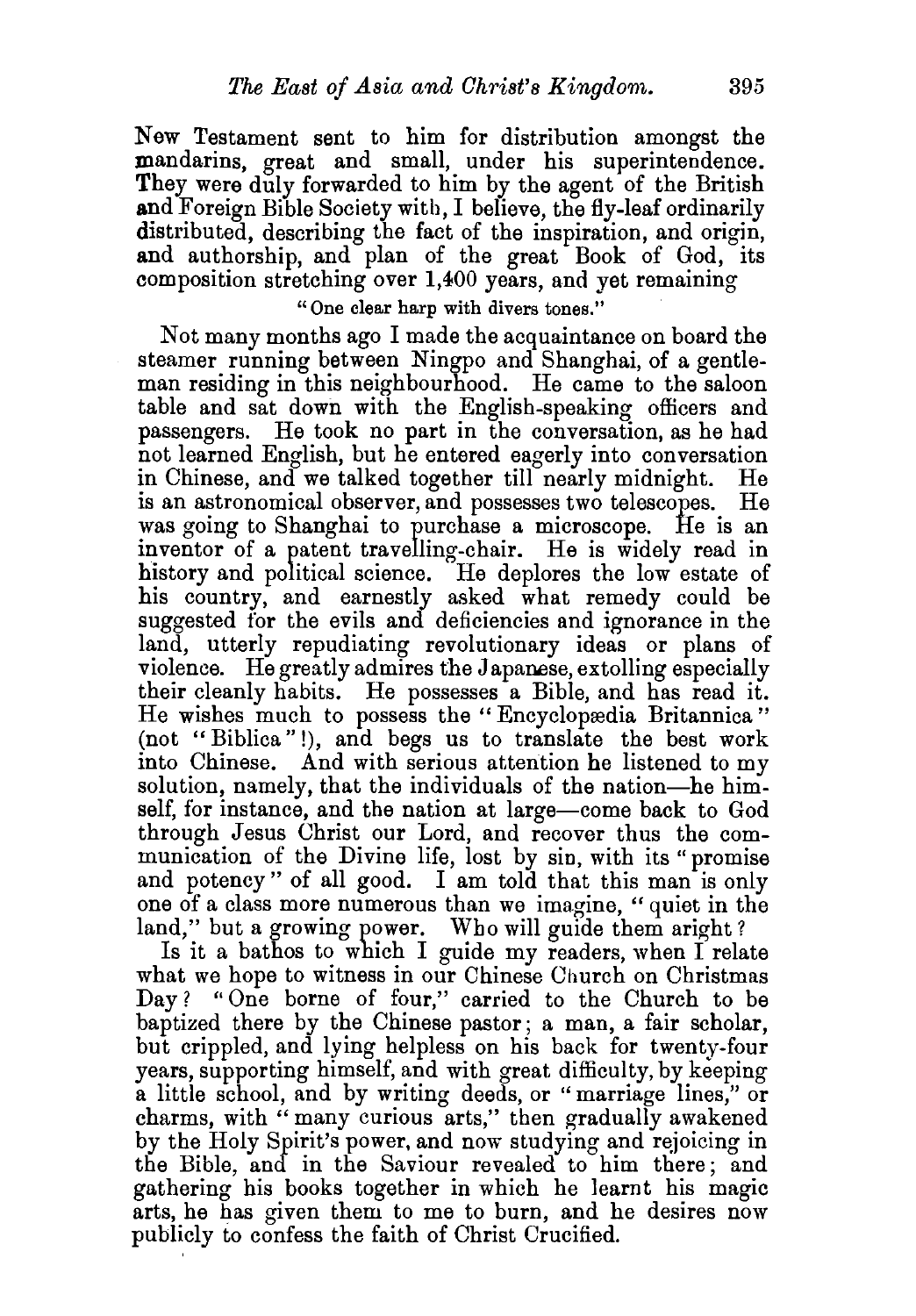New Testament sent to him for distribution amongst the mandarins, great and small, under his superintendence. They were duly forwarded to him by the agent of the British and Foreign Bible Society with, I believe, the fly-leaf ordinarily distributed, describing the fact of the inspiration, and origin, and authorship, and plan of the great Book of God, its composition stretching over 1,400 years, and yet remaining

"One clear harp with divers tones."

Not many months ago I made the acquaintance on board the steamer running between Ningpo and Shanghai, of a gentleman residing in this neighbourhood. He came to the saloon table and sat down with the English-speaking officers and passengers. He took no part in the conversation, as he had not learned English, but he entered eagerly into conversation in Chinese, and we talked together till nearly midnight. He is an astronomical observer, and possesses two telescopes. He was going to Shanghai to purchase a microscope. He is an inventor of a patent travelling-chair. He is widely read in history and political science. He deplores the low estate of his country, and earnestly asked what remedy could be suggested for the evils and deficiencies and ignorance in the land, utterly repudiating revolutionary ideas or plans of violence. He greatly admires the Japanese, extolling especially their cleanly habits. He possesses a Bible, and has read it. He wishes much to possess the "Encyclopædia Britannica" (not "Biblica"!), and begs us to translate the best work into Chinese. And with serious attention he listened to my solution, namely, that the individuals of the nation—he himself, for instance, and the nation at large—come back to God through Jesus Christ our Lord, and recover thus the communication of the Divine life, lost by sin, with its "promise and potency" of all good. I am told that this man is only one of a class more numerous than we imagine, "quiet in the land," but a growing power. Who will guide them aright?

Is it a bathos to which I guide my readers, when I relate what we hope to witness in our Chinese Church on Christmas Day? "One borne of four," carried to the Church to be baptized there by the Chinese pastor; a man, a fair scholar, but crippled, and lying helpless on his back for twenty-four years, supporting himself, and with great difficulty, by keeping a little school, and by writing deeds, or "marriage lines," or charms, with "many curious arts," then gradually awakened by the Holy Spirit's power, and now studying and rejoicing in the Bible, and in the Saviour revealed to him there; and gathering his books together in which he learnt his magic arts, he has given them to me to burn, and he desires now publicly to confess the faith of Christ Crucified.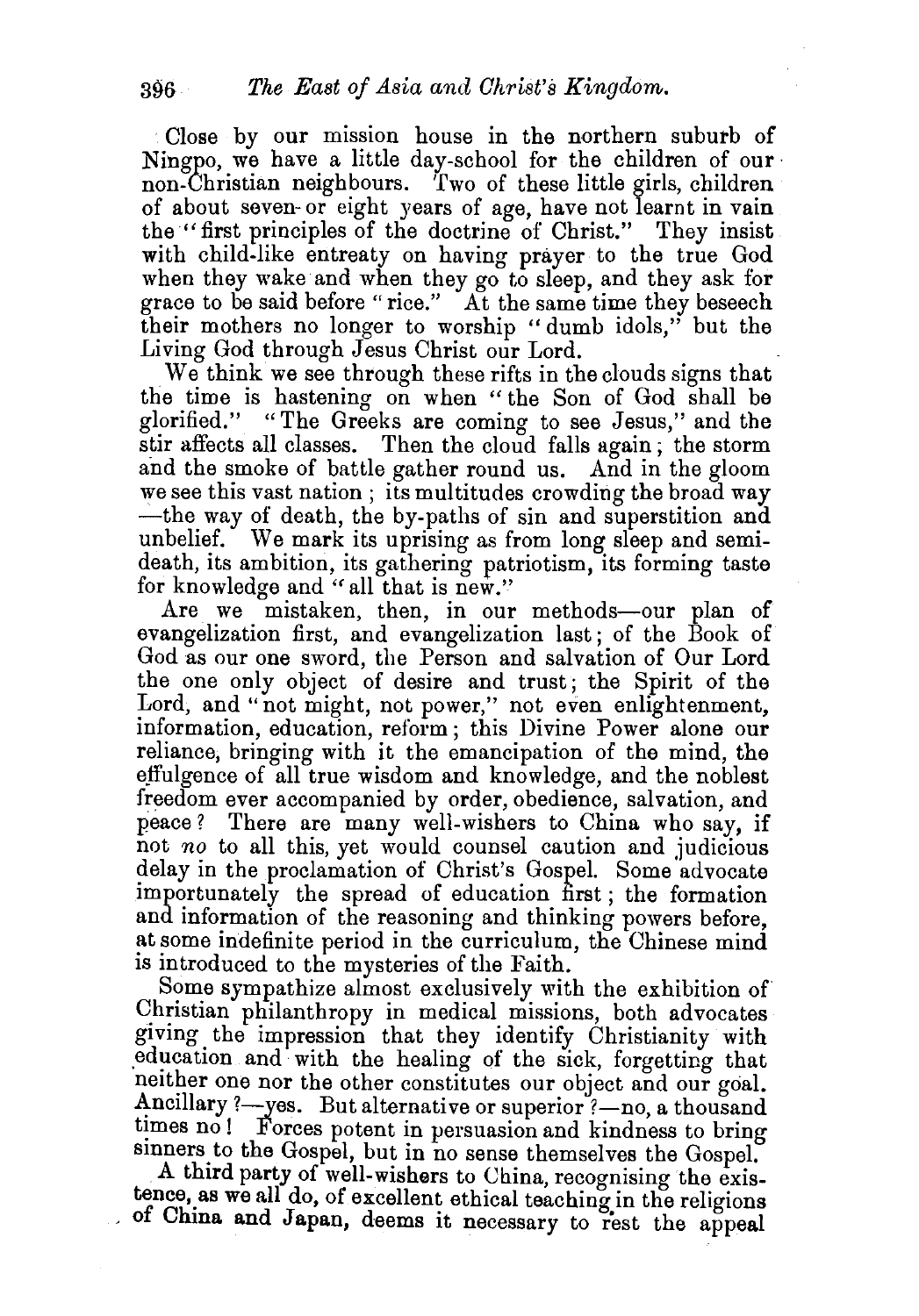Close by our mission house in the northern suburb of Ningpo, we have a little day-school for the children of our non-Christian neighbours. Two of these little girls, children of about seven or eight years of age, have not learnt in vain the "first principles of the doctrine of Christ." They insist with child-like entreaty on having prayer to the true God when they wake and when they go to sleep, and they ask for grace to be said before "rice." At the same time they beseech their mothers no longer to worship "dumb idols," but the Living God through Jesus Christ our Lord.

We think we see through these rifts in the clouds signs that the time is hastening on when "the Son of God shall be glorified." "The Greeks are coming to see Jesus," and the stir affects all classes. Then the cloud falls again; the storm and the smoke of battle gather round us. And in the gloom we see this vast nation; its multitudes crowding the broad way —the way of death, the by-paths of sin and superstition and unbelief. We mark its uprising as from long sleep and semi-death, its ambition, its gathering patriotism, its forming taste for knowledge and "all that is new."

Are we mistaken, then, in our methods—our plan of evangelization first, and evangelization last; of the Book of God as our one sword, the Person and salvation of Our Lord the one only object of desire and trust; the Spirit of the Lord, and "not might, not power," not even enlightenment, information, education, reform; this Divine Power alone our reliance, bringing with it the emancipation of the mind, the effulgence of all true wisdom and knowledge, and the noblest freedom ever accompanied by order, obedience, salvation, and peace? There are many well-wishers to China who say, if not *no* to all this, yet would counsel caution and judicious delay in the proclamation of Christ's Gospel. Some advocate importunately the spread of education first; the formation and information of the reasoning and thinking powers before, at some indefinite period in the curriculum, the Chinese mind is introduced to the mysteries of the Faith.

Some sympathize almost exclusively with the exhibition of Christian philanthropy in medical missions, both advocates giving the impression that they identify Christianity with education and with the healing of the sick, forgetting that neither one nor the other constitutes our object and our goal. Ancillary?—yes. But alternative or superior?—no, a thousand times no! Forces potent in persuasion and kindness to bring sinners to the Gospel, but in no sense themselves the Gospel.

A third party of well-wishers to China, recognising the existence, as we all do, of excellent ethical teaching in the religions of China and Japan, deems it necessary to rest the appeal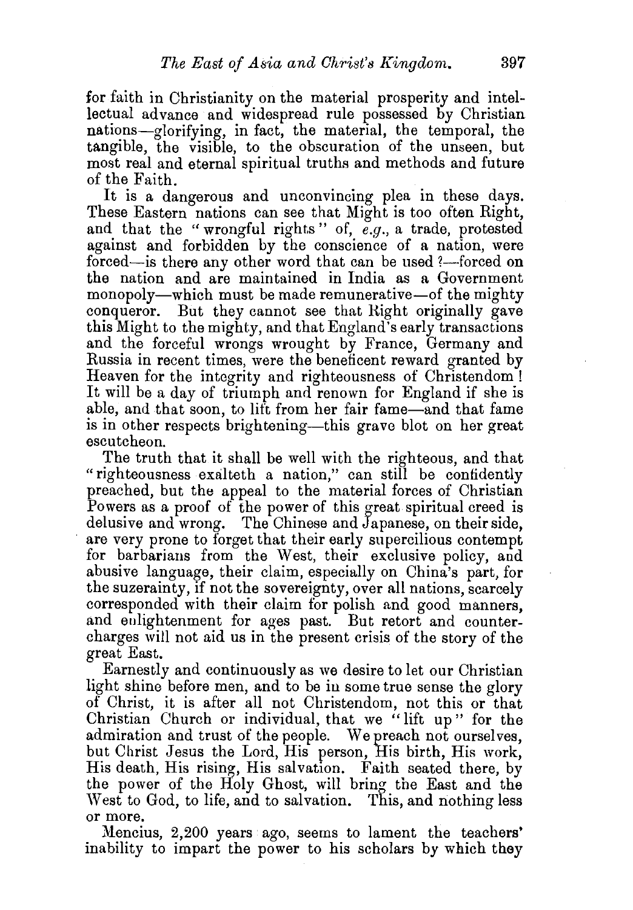for faith in Christianity on the material prosperity and intellectual advance and widespread rule possessed by Christian nations—glorifying, in fact, the material, the temporal, the tangible, the visible, to the obscuration of the unseen, but most real and eternal spiritual truths and methods and future of the Faith.

It is a dangerous and unconvincing plea in these days. These Eastern nations can see that Might is too often Right, and that the "wrongful rights" of, *e.g.*, a trade, protested against and forbidden by the conscience of a nation, were forced—is there any other word that can be used ?—forced on the nation and are maintained in India as a Government monopoly—which must be made remunerative—of the mighty conqueror. But they cannot see that Right originally gave this Might to the mighty, and that England's early transactions and the forceful wrongs wrought by France, Germany and Russia in recent times, were the beneficent reward granted by Heaven for the integrity and righteousness of Christendom! It will be a day of triumph and renown for England if she is able, and that soon, to lift from her fair fame—and that fame is in other respects brightening—this grave blot on her great escutcheon.

The truth that it shall be well with the righteous, and that "righteousness exalteth a nation," can still be confidently preached, but the appeal to the material forces of Christian Powers as a proof of the power of this great spiritual creed is delusive and wrong. The Chinese and Japanese, on their side, are very prone to forget that their early supercilious contempt for barbarians from the West, their exclusive policy, and abusive language, their claim, especially on China's part, for the suzerainty, if not the sovereignty, over all nations, scarcely corresponded with their claim for polish and good manners, and enlightenment for ages past. But retort and countercharges will not aid us in the present crisis of the story of the great East.

Earnestly and continuously as we desire to let our Christian light shine before men, and to be in some true sense the glory of Christ, it is after all not Christendom, not this or that Christian Church or individual, that we "lift up" for the admiration and trust of the people. We preach not ourselves, but Christ Jesus the Lord, His person, His birth, His work, His death, His rising, His salvation. Faith seated there, by the power of the Holy Ghost, will bring the East and the West to God, to life, and to salvation. This, and nothing less or more.

Mencius, 2,200 years ago, seems to lament the teachers' inability to impart the power to his scholars by which they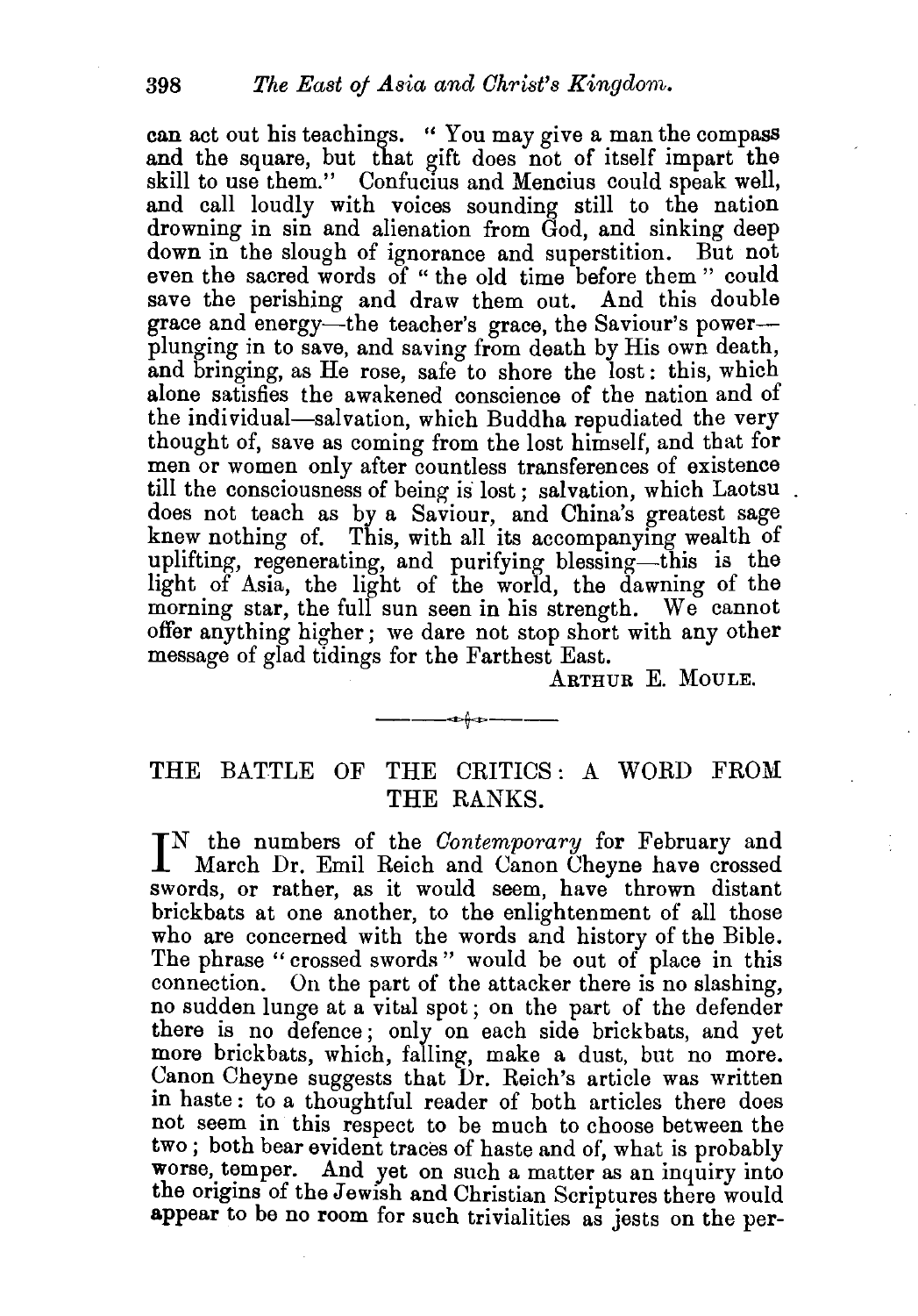can act out his teachings. "You may give a man the compass and the square, but that gift does not of itself impart the skill to use them." Confucius and Mencius could speak well, and call loudly with voices sounding still to the nation drowning in sin and alienation from God, and sinking deep down in the slough of ignorance and superstition. But not even the sacred words of "the old time before them" could save the perishing and draw them out. And this double grace and energy—the teacher's grace, the Saviour's power—plunging in to save, and saving from death by His own death, and bringing, as He rose, safe to shore the lost: this, which alone satisfies the awakened conscience of the nation and of the individual—salvation, which Buddha repudiated the very thought of, save as coming from the lost himself, and that for men or women only after countless transferences of existence till the consciousness of being is lost; salvation, which Laotsu does not teach as by a Saviour, and China's greatest sage knew nothing of. This, with all its accompanying wealth of uplifting, regenerating, and purifying blessing—this is the light of Asia, the light of the world, the dawning of the morning star, the full sun seen in his strength. We cannot offer anything higher; we dare not stop short with any other message of glad tidings for the Farthest East.

ARTHUR E. MOULE.

---

## THE BATTLE OF THE CRITICS: A WORD FROM THE RANKS.

IN the numbers of the *Contemporary* for February and March Dr. Emil Reich and Canon Cheyne have crossed swords, or rather, as it would seem, have thrown distant brickbats at one another, to the enlightenment of all those who are concerned with the words and history of the Bible. The phrase "crossed swords" would be out of place in this connection. On the part of the attacker there is no slashing, no sudden lunge at a vital spot; on the part of the defender there is no defence; only on each side brickbats, and yet more brickbats, which, falling, make a dust, but no more. Canon Cheyne suggests that Dr. Reich's article was written in haste: to a thoughtful reader of both articles there does not seem in this respect to be much to choose between the two; both bear evident traces of haste and of, what is probably worse, temper. And yet on such a matter as an inquiry into the origins of the Jewish and Christian Scriptures there would appear to be no room for such trivialities as jests on the per-